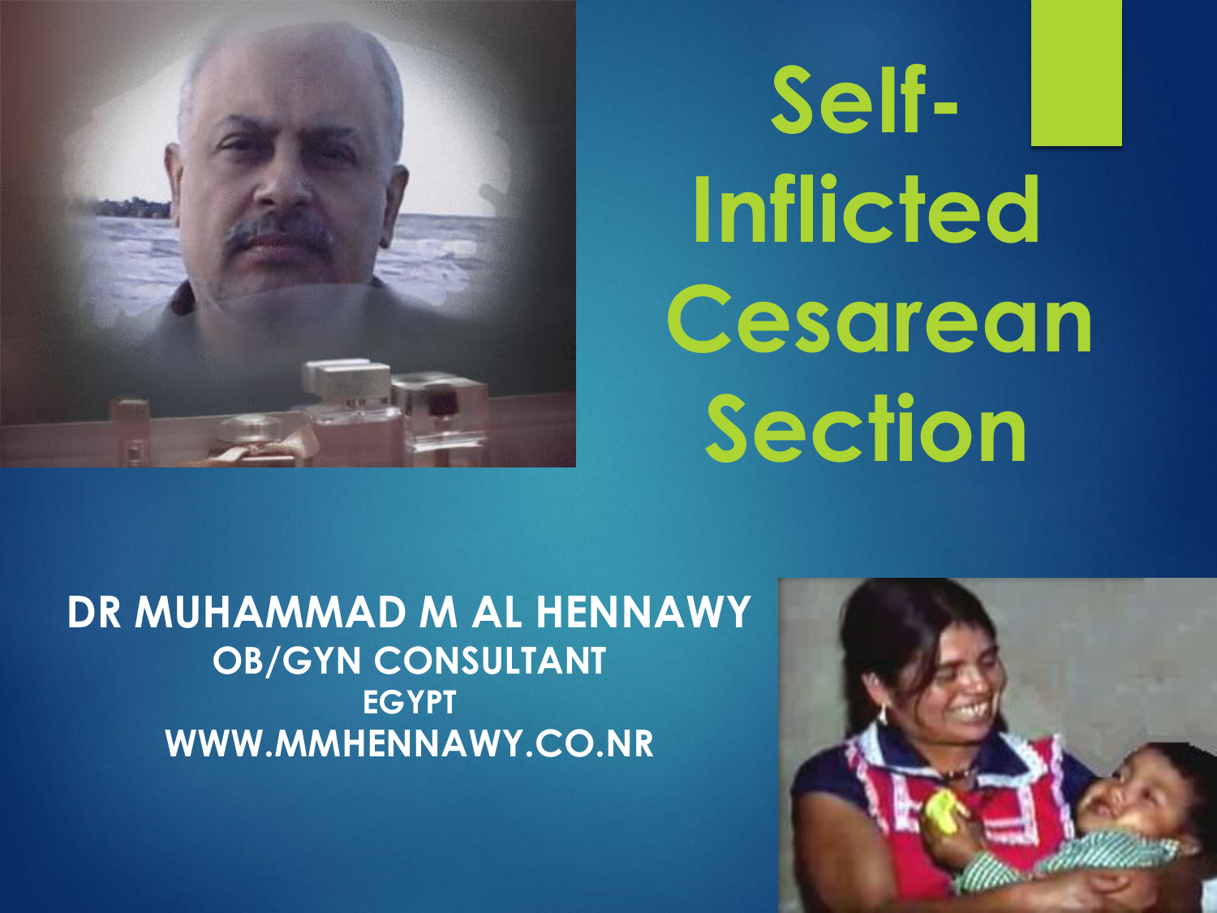# Self-Inflicted Cesarean Section

**DR MUHAMMAD M AL HENNAWY**
**OB/GYN CONSULTANT**
**EGYPT**
**WWW.MMHENNAWY.CO.NR**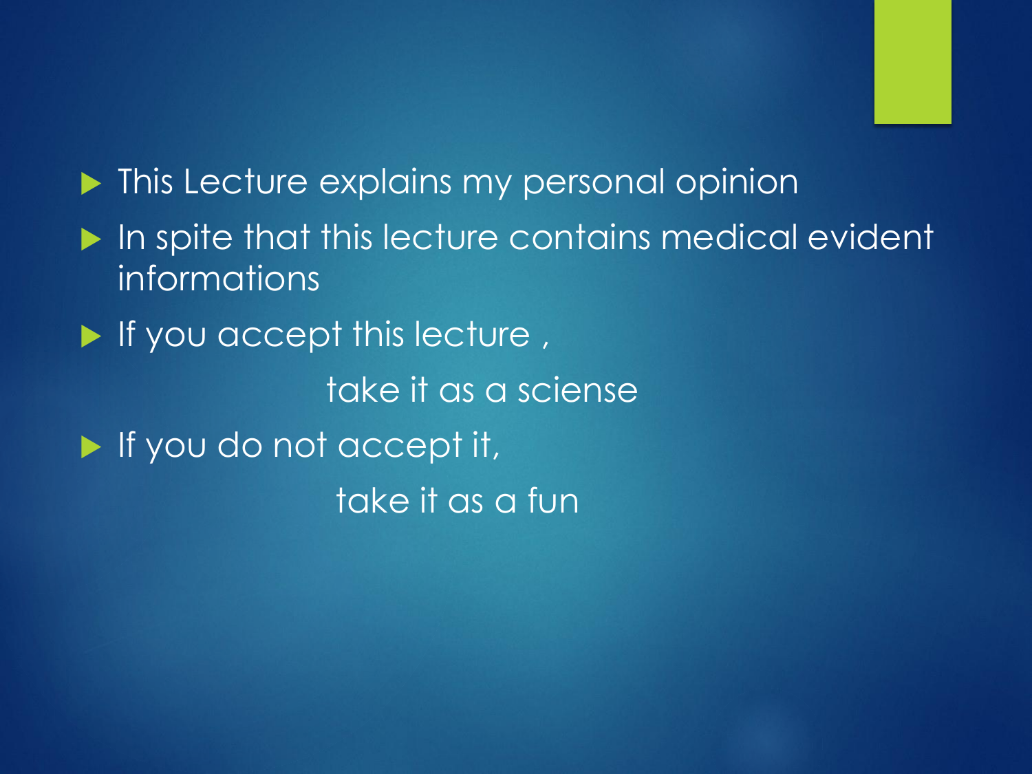- This Lecture explains my personal opinion
- In spite that this lecture contains medical evident informations
- If you accept this lecture ,

  take it as a sciense
- If you do not accept it,

  take it as a fun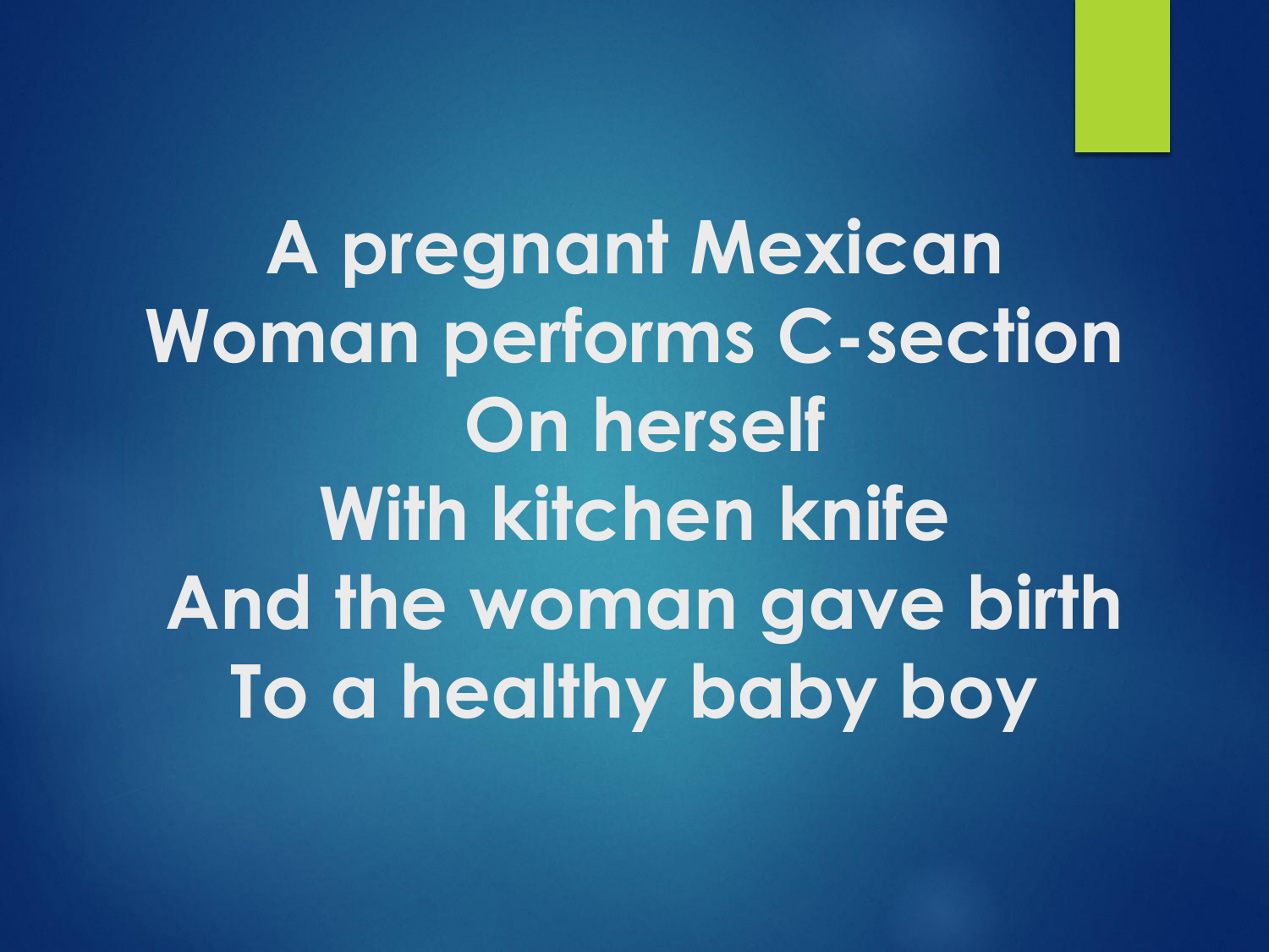# A pregnant Mexican Woman performs C-section On herself With kitchen knife And the woman gave birth To a healthy baby boy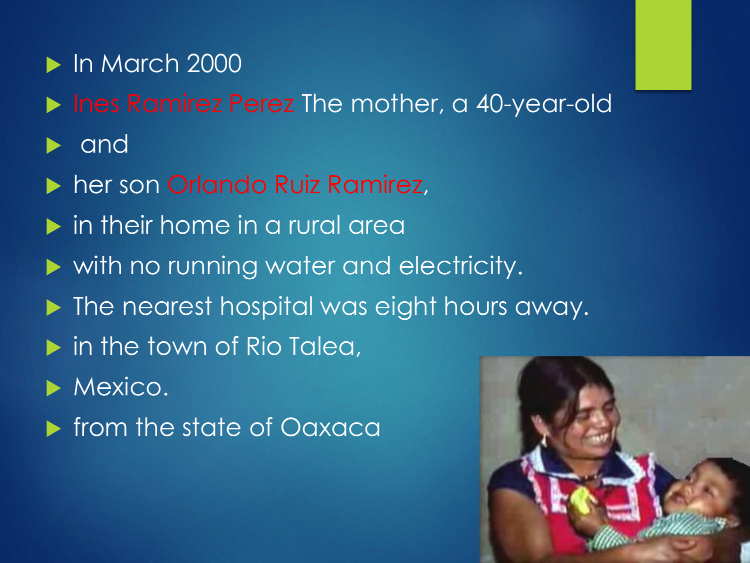- In March 2000
- Ines Ramirez Perez The mother, a 40-year-old
- and
- her son Orlando Ruiz Ramirez,
- in their home in a rural area
- with no running water and electricity.
- The nearest hospital was eight hours away.
- in the town of Rio Talea,
- Mexico.
- from the state of Oaxaca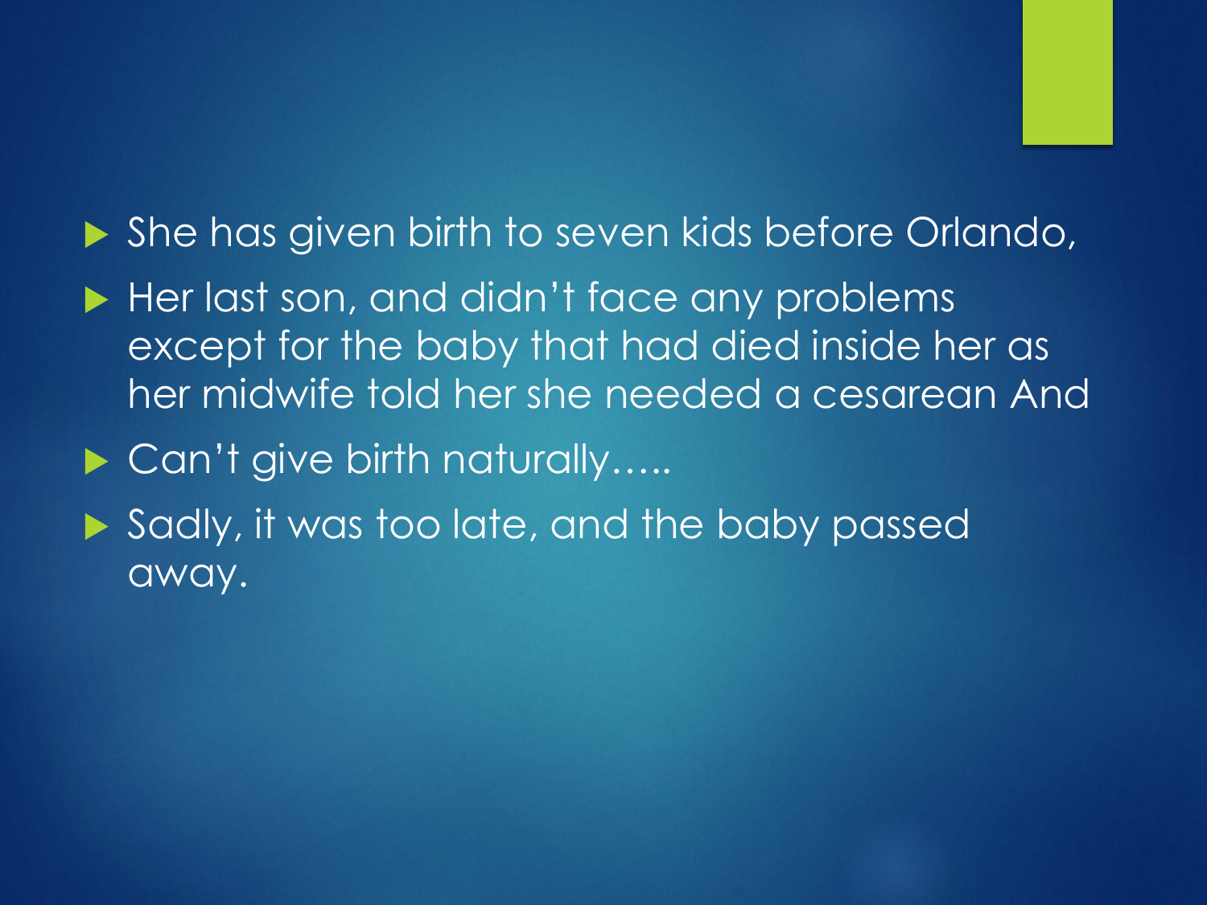- She has given birth to seven kids before Orlando,
- Her last son, and didn't face any problems except for the baby that had died inside her as her midwife told her she needed a cesarean And
- Can't give birth naturally…..
- Sadly, it was too late, and the baby passed away.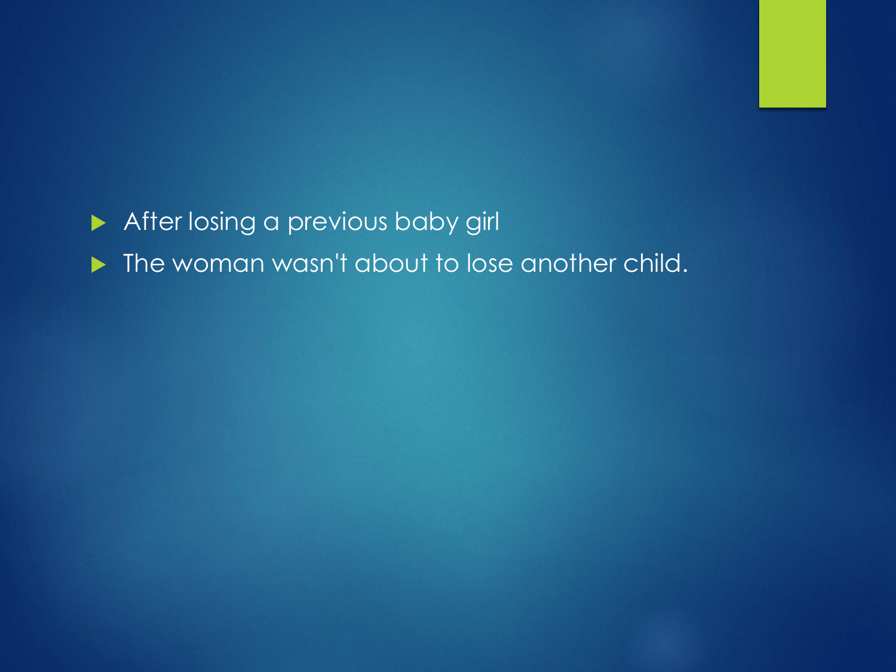- After losing a previous baby girl
- The woman wasn't about to lose another child.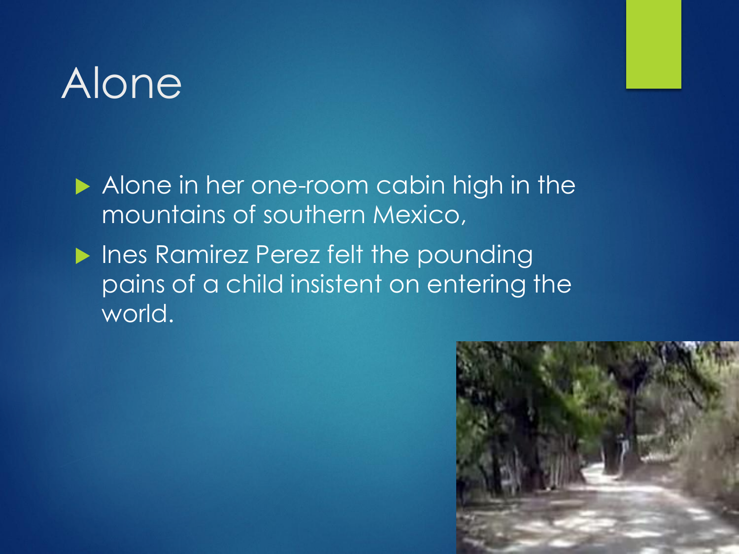# Alone

- Alone in her one-room cabin high in the mountains of southern Mexico,
- Ines Ramirez Perez felt the pounding pains of a child insistent on entering the world.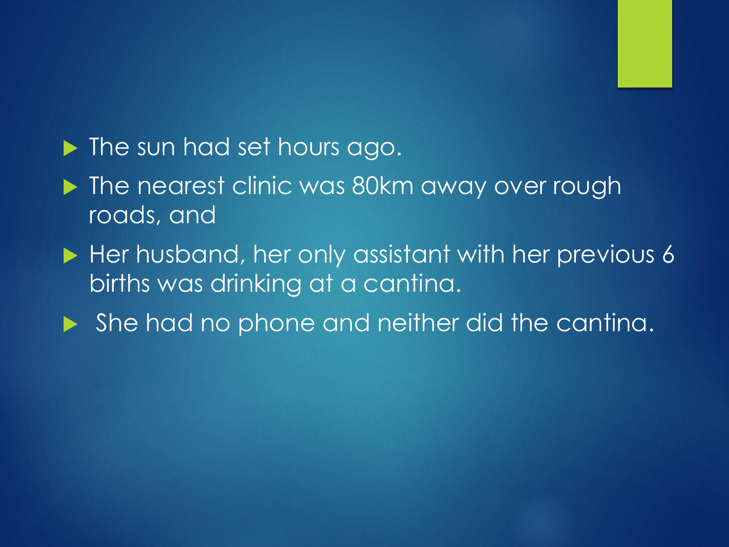- The sun had set hours ago.
- The nearest clinic was 80km away over rough roads, and
- Her husband, her only assistant with her previous 6 births was drinking at a cantina.
- She had no phone and neither did the cantina.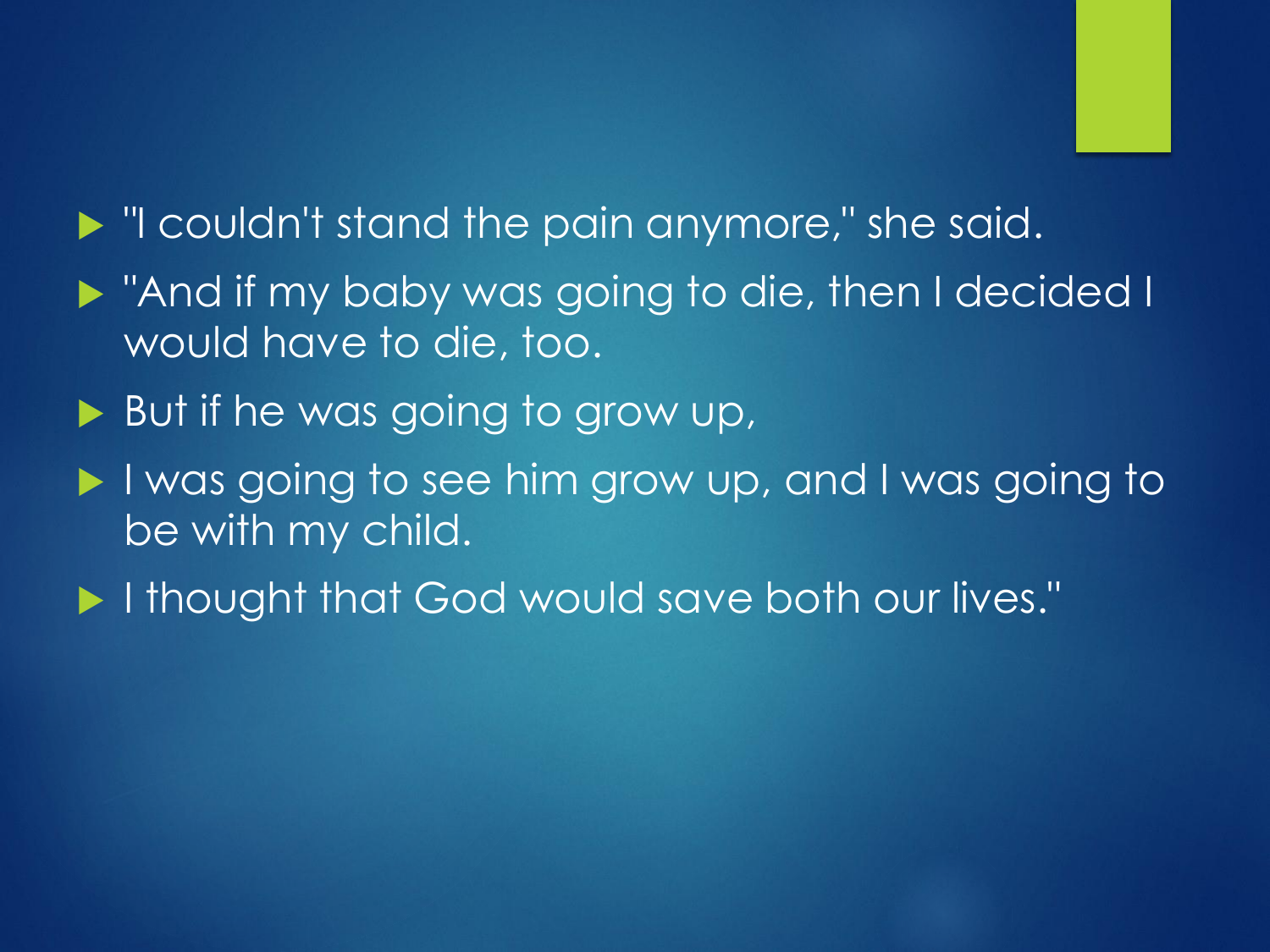- "I couldn't stand the pain anymore," she said.
- "And if my baby was going to die, then I decided I would have to die, too.
- But if he was going to grow up,
- I was going to see him grow up, and I was going to be with my child.
- I thought that God would save both our lives."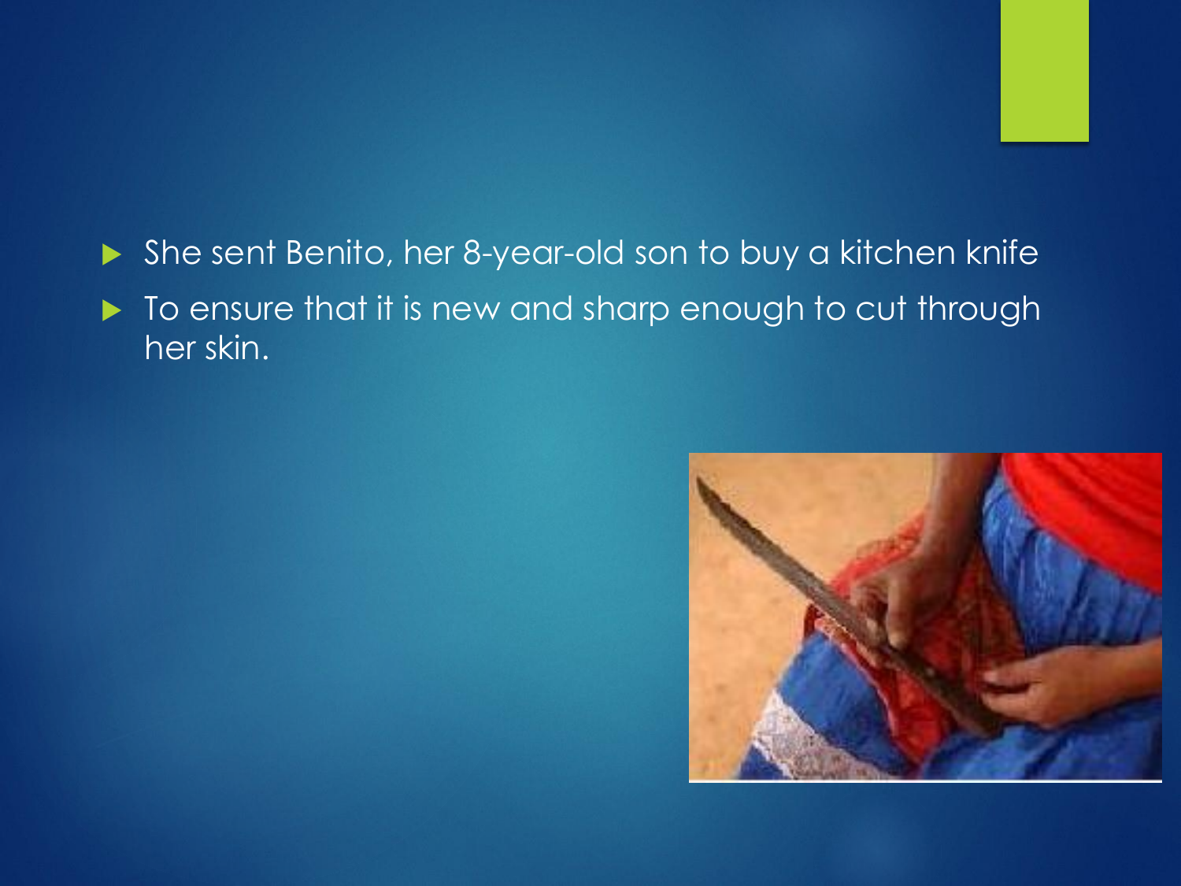- She sent Benito, her 8-year-old son to buy a kitchen knife
- To ensure that it is new and sharp enough to cut through her skin.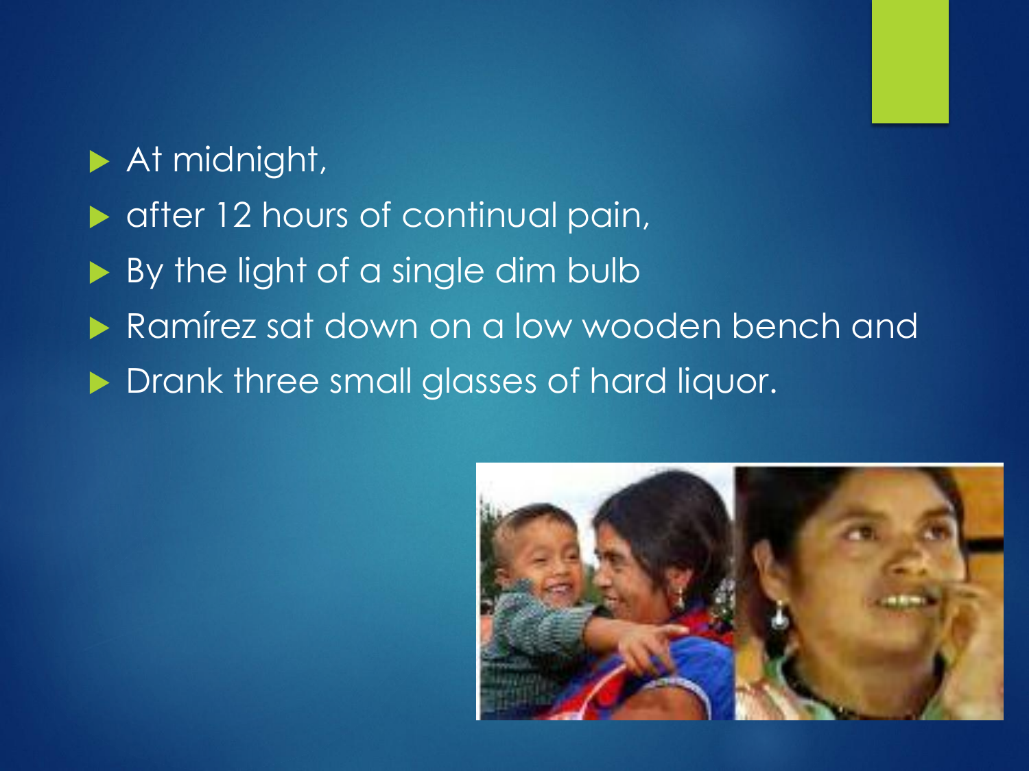- At midnight,
- after 12 hours of continual pain,
- By the light of a single dim bulb
- Ramírez sat down on a low wooden bench and
- Drank three small glasses of hard liquor.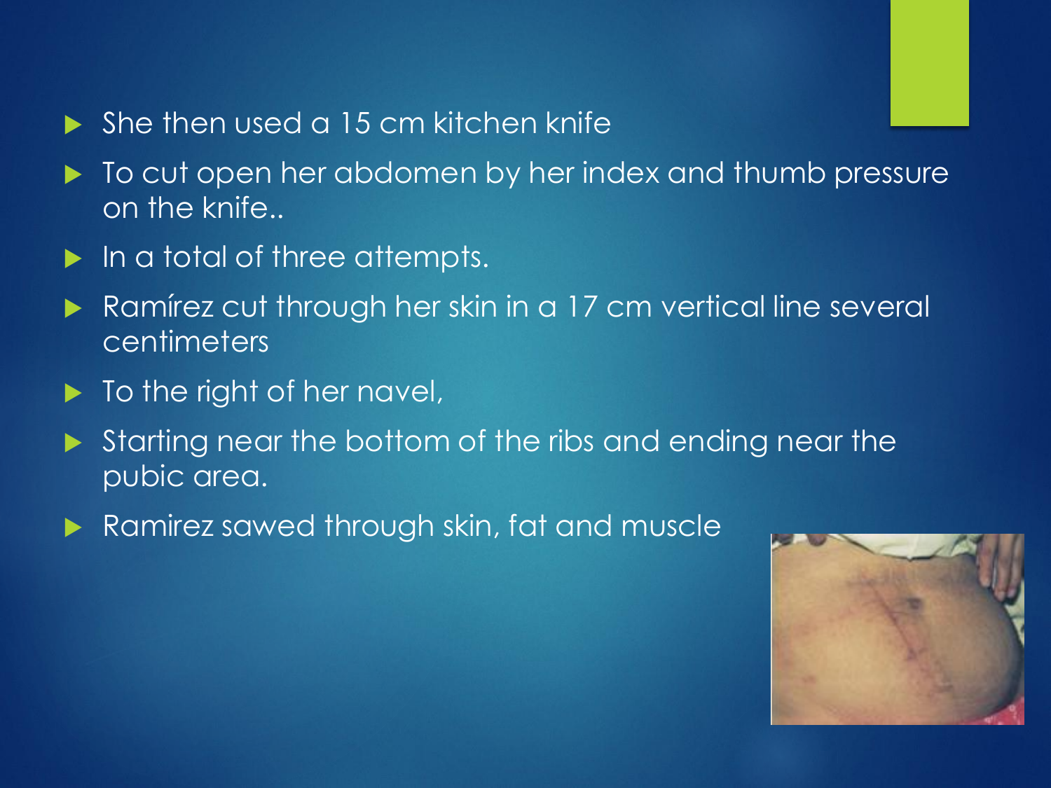- She then used a 15 cm kitchen knife
- To cut open her abdomen by her index and thumb pressure on the knife..
- In a total of three attempts.
- Ramírez cut through her skin in a 17 cm vertical line several centimeters
- To the right of her navel,
- Starting near the bottom of the ribs and ending near the pubic area.
- Ramirez sawed through skin, fat and muscle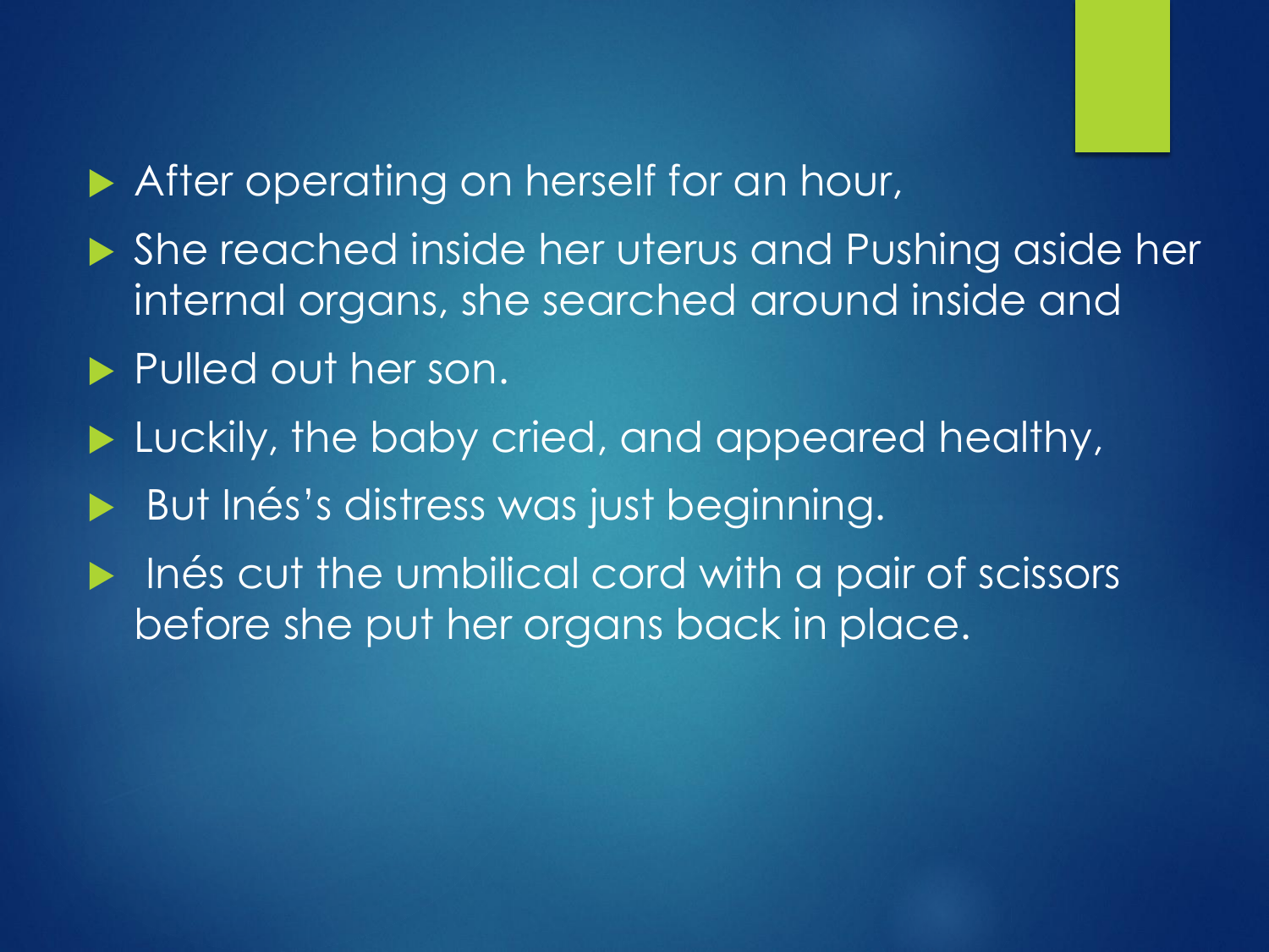- After operating on herself for an hour,
- She reached inside her uterus and Pushing aside her internal organs, she searched around inside and
- Pulled out her son.
- Luckily, the baby cried, and appeared healthy,
- But Inés's distress was just beginning.
- Inés cut the umbilical cord with a pair of scissors before she put her organs back in place.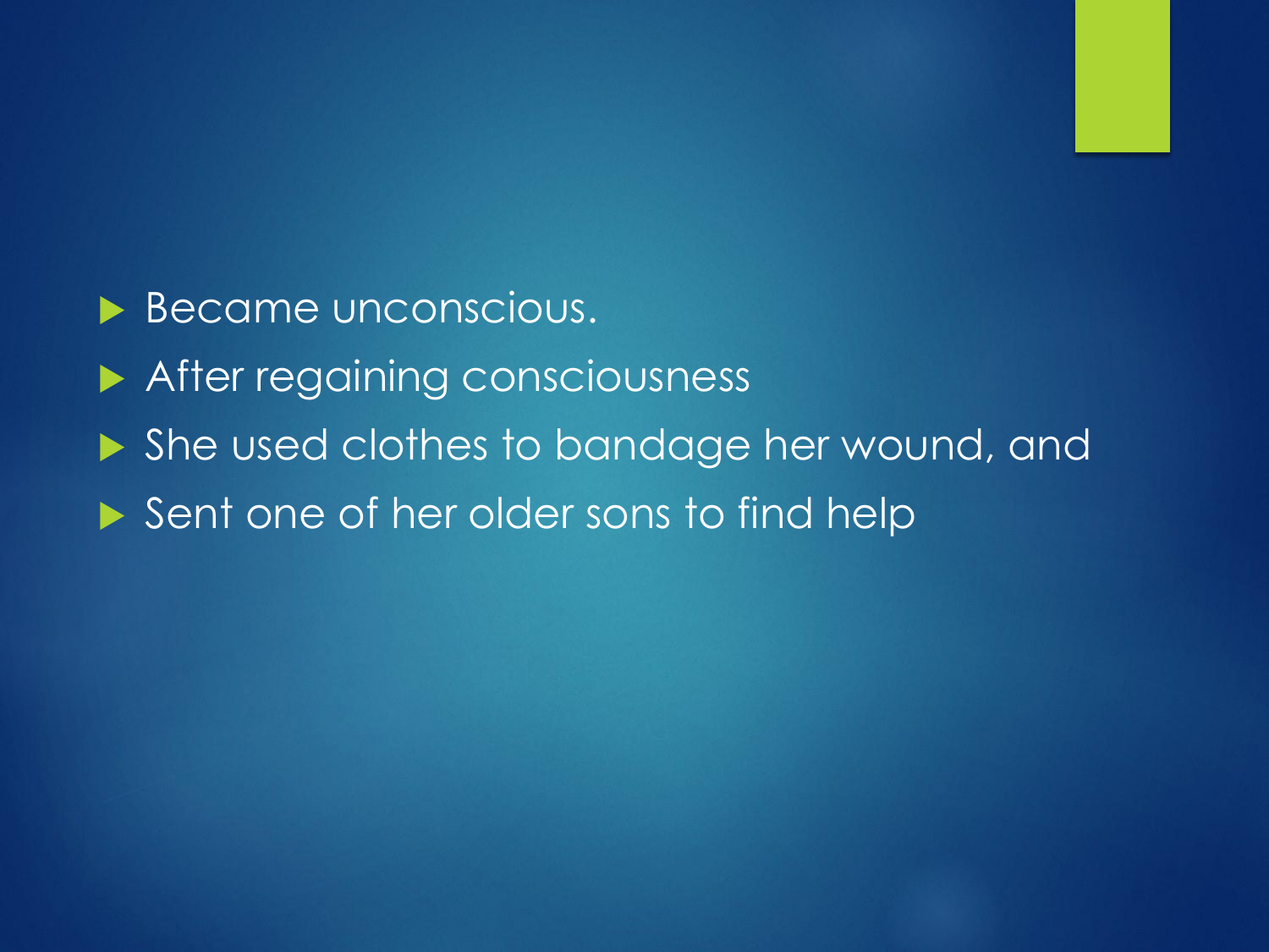- Became unconscious.
- After regaining consciousness
- She used clothes to bandage her wound, and
- Sent one of her older sons to find help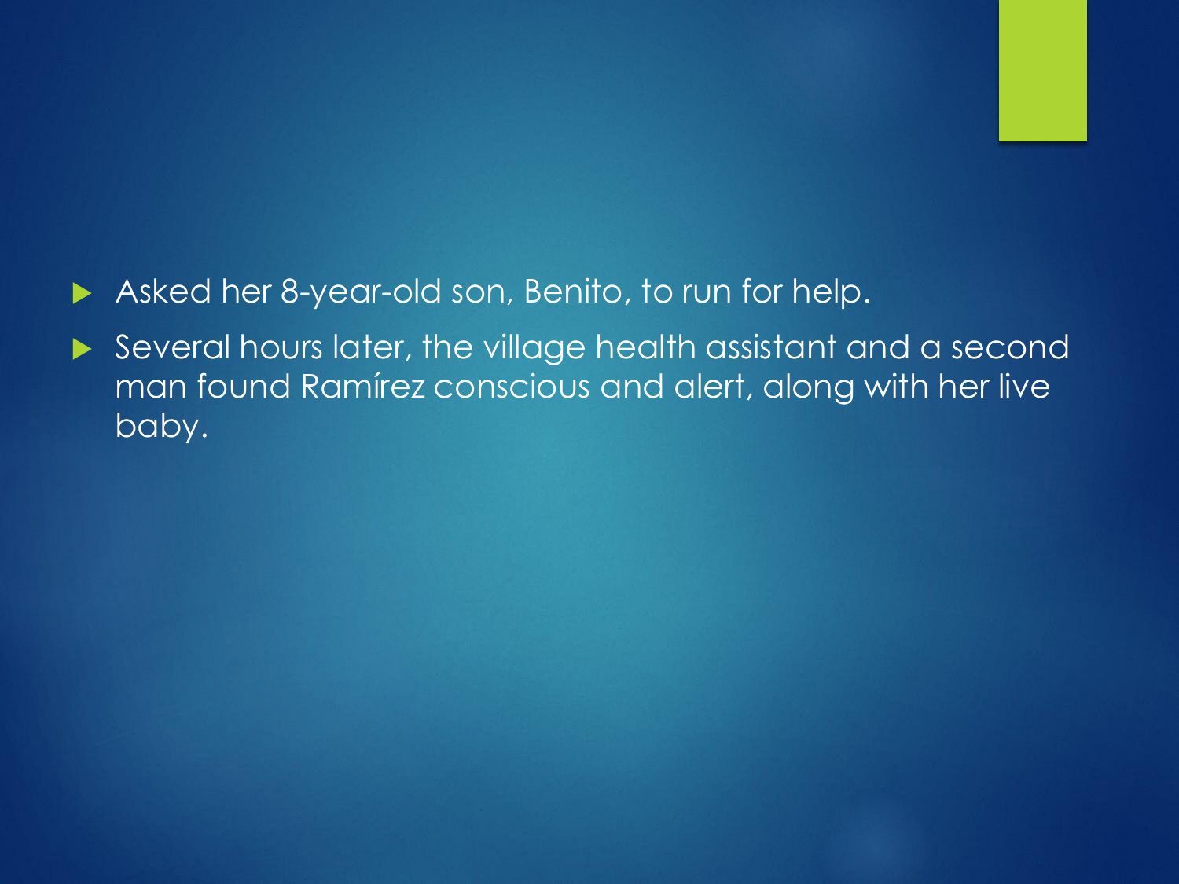- Asked her 8-year-old son, Benito, to run for help.
- Several hours later, the village health assistant and a second man found Ramírez conscious and alert, along with her live baby.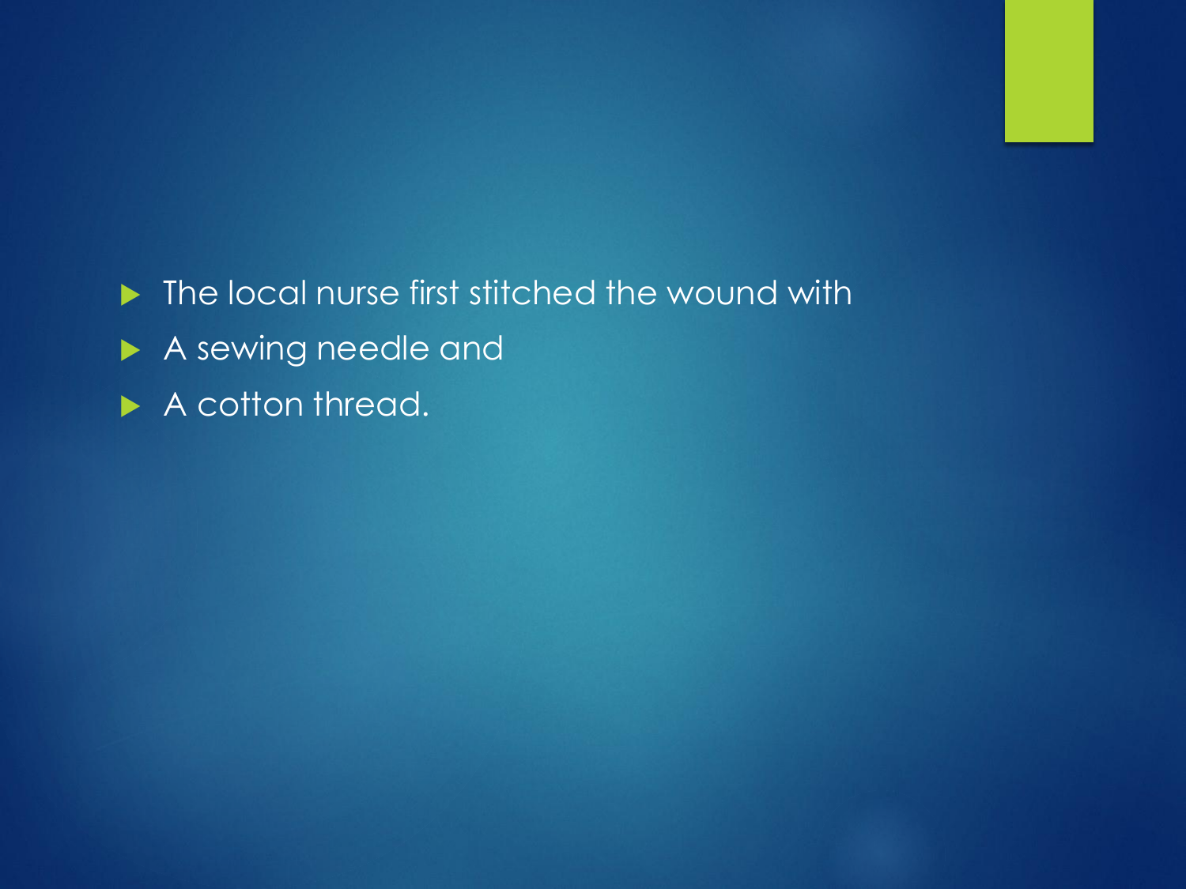- The local nurse first stitched the wound with
- A sewing needle and
- A cotton thread.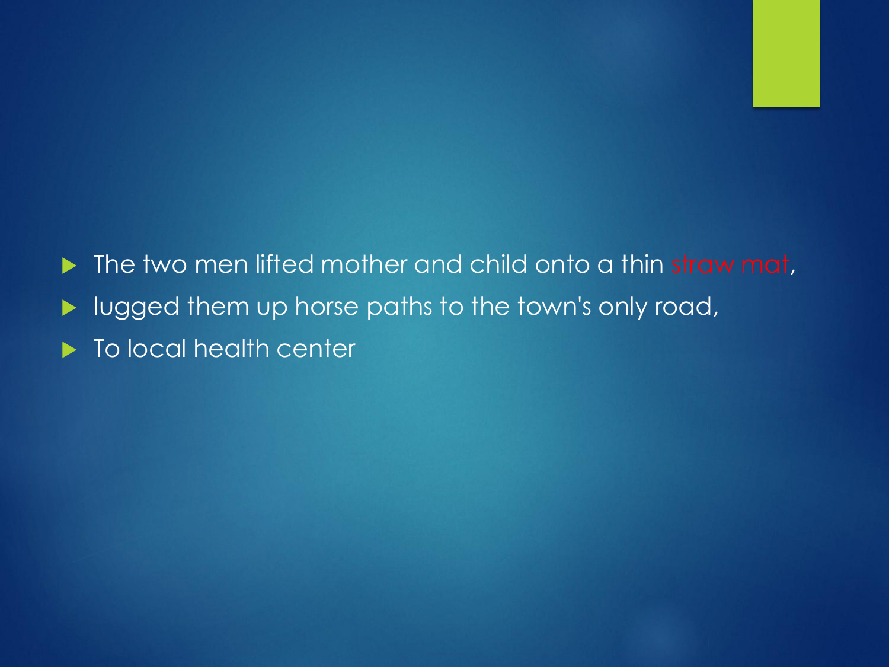- The two men lifted mother and child onto a thin straw mat,
- lugged them up horse paths to the town's only road,
- To local health center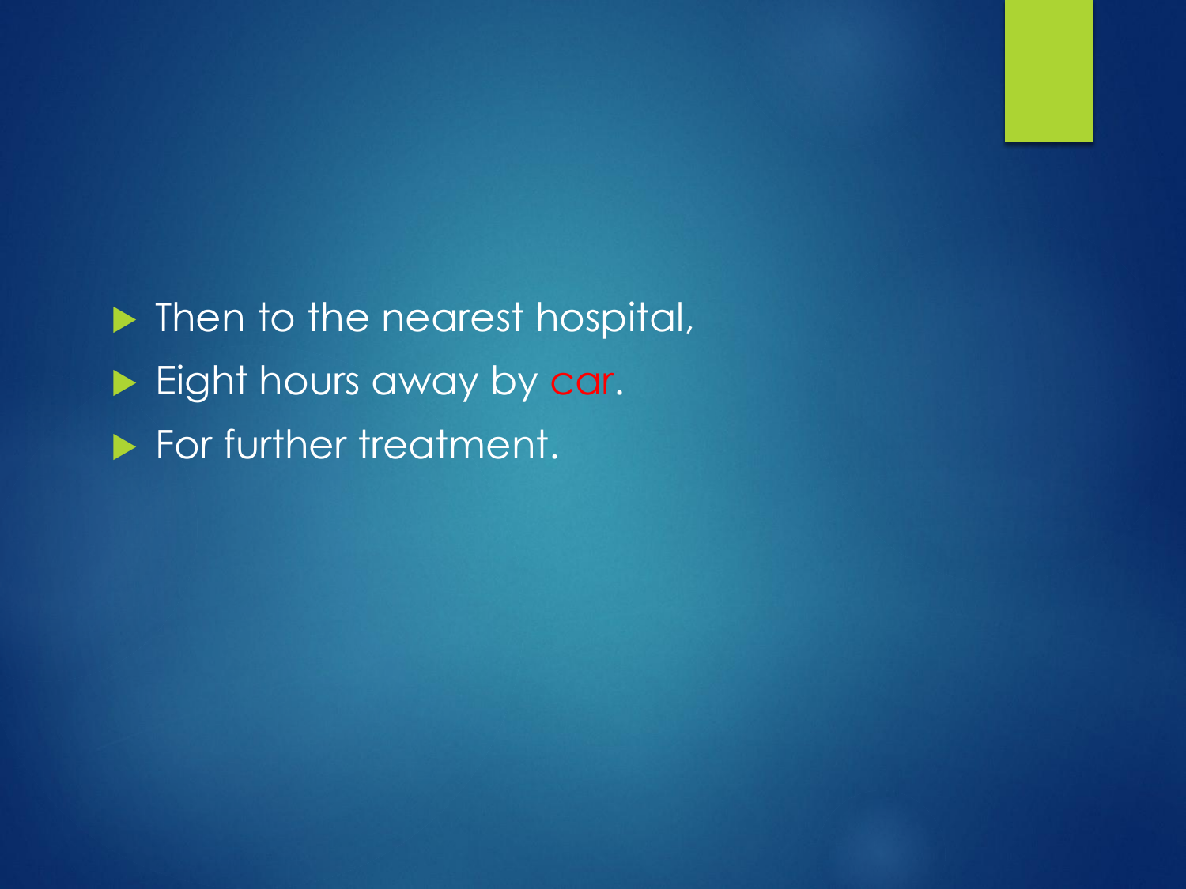- Then to the nearest hospital,
- Eight hours away by car.
- For further treatment.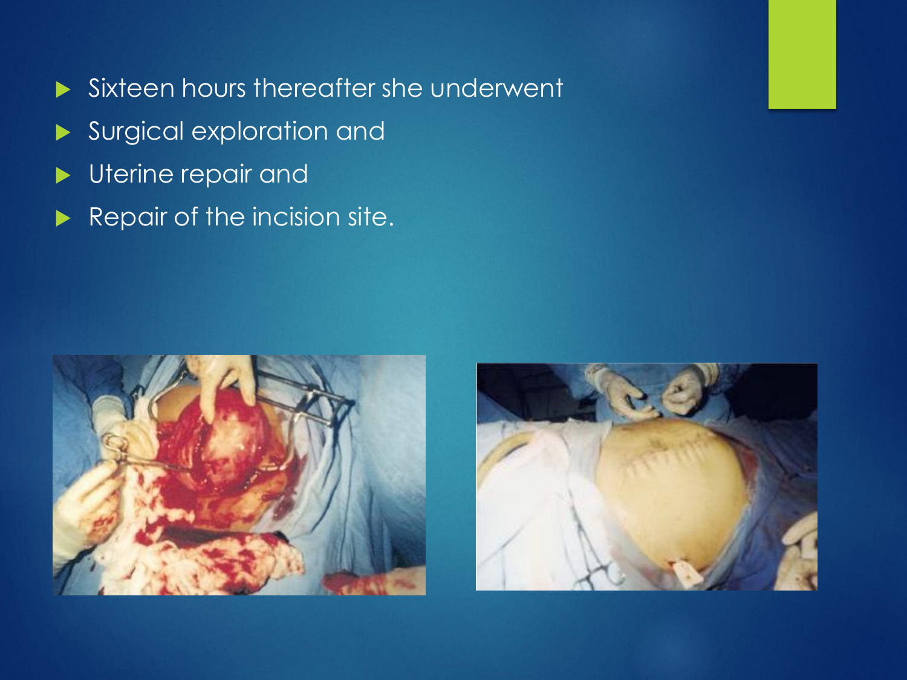- Sixteen hours thereafter she underwent
- Surgical exploration and
- Uterine repair and
- Repair of the incision site.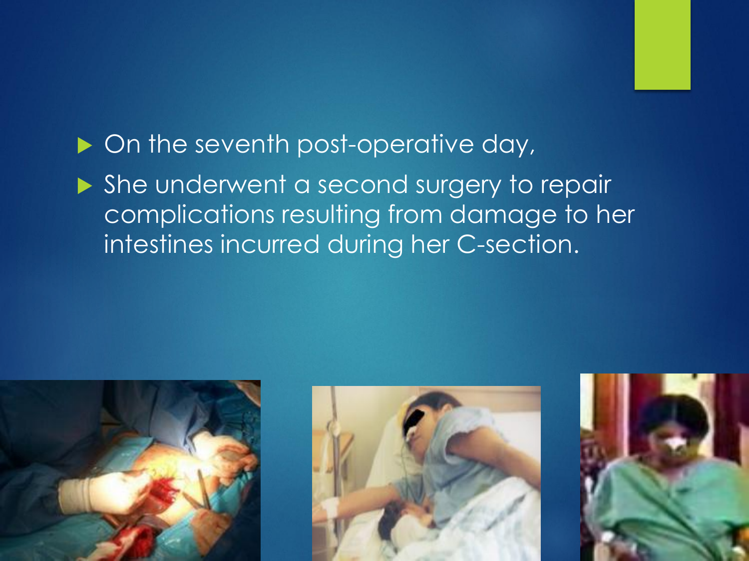- On the seventh post-operative day,
- She underwent a second surgery to repair complications resulting from damage to her intestines incurred during her C-section.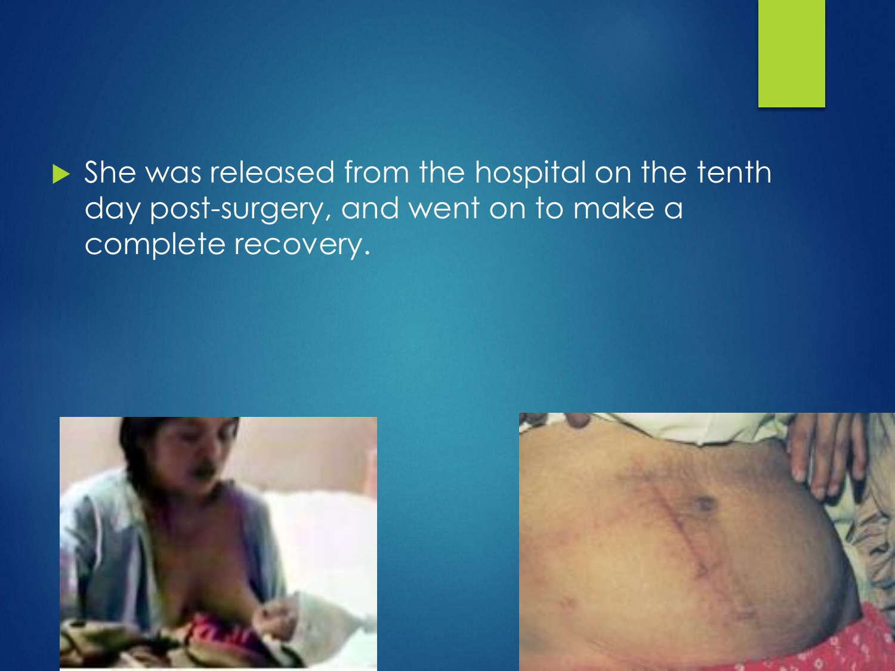- She was released from the hospital on the tenth day post-surgery, and went on to make a complete recovery.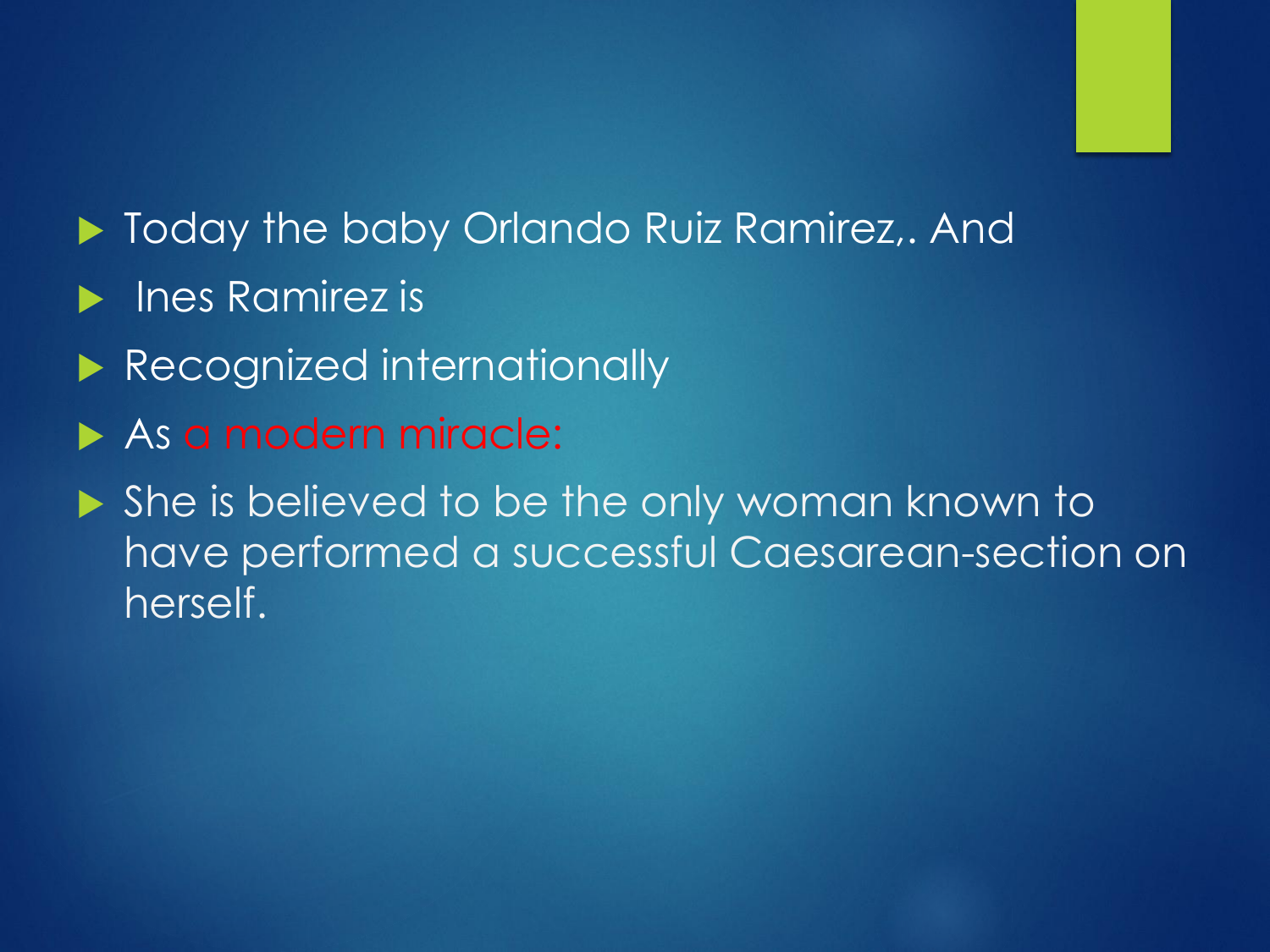- Today the baby Orlando Ruiz Ramirez,. And
- Ines Ramirez is
- Recognized internationally
- As a modern miracle:
- She is believed to be the only woman known to have performed a successful Caesarean-section on herself.